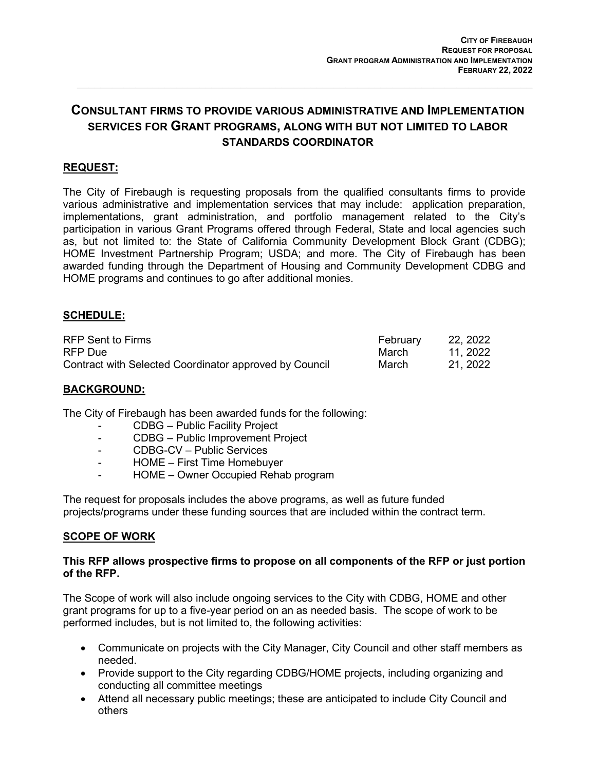# CONSULTANT FIRMS TO PROVIDE VARIOUS ADMINISTRATIVE AND IMPLEMENTATION SERVICES FOR GRANT PROGRAMS, ALONG WITH BUT NOT LIMITED TO LABOR STANDARDS COORDINATOR

## REQUEST:

The City of Firebaugh is requesting proposals from the qualified consultants firms to provide various administrative and implementation services that may include: application preparation, implementations, grant administration, and portfolio management related to the City's participation in various Grant Programs offered through Federal, State and local agencies such as, but not limited to: the State of California Community Development Block Grant (CDBG); HOME Investment Partnership Program; USDA; and more. The City of Firebaugh has been awarded funding through the Department of Housing and Community Development CDBG and HOME programs and continues to go after additional monies.

## SCHEDULE:

| | | |
|---|---|---|
| RFP Sent to Firms | February | 22, 2022 |
| RFP Due | March | 11, 2022 |
| Contract with Selected Coordinator approved by Council | March | 21, 2022 |

## BACKGROUND:

The City of Firebaugh has been awarded funds for the following:

- CDBG – Public Facility Project
- CDBG – Public Improvement Project
- CDBG-CV – Public Services
- HOME – First Time Homebuyer
- HOME – Owner Occupied Rehab program

The request for proposals includes the above programs, as well as future funded projects/programs under these funding sources that are included within the contract term.

## SCOPE OF WORK

**This RFP allows prospective firms to propose on all components of the RFP or just portion of the RFP.**

The Scope of work will also include ongoing services to the City with CDBG, HOME and other grant programs for up to a five-year period on an as needed basis. The scope of work to be performed includes, but is not limited to, the following activities:

- Communicate on projects with the City Manager, City Council and other staff members as needed.
- Provide support to the City regarding CDBG/HOME projects, including organizing and conducting all committee meetings
- Attend all necessary public meetings; these are anticipated to include City Council and others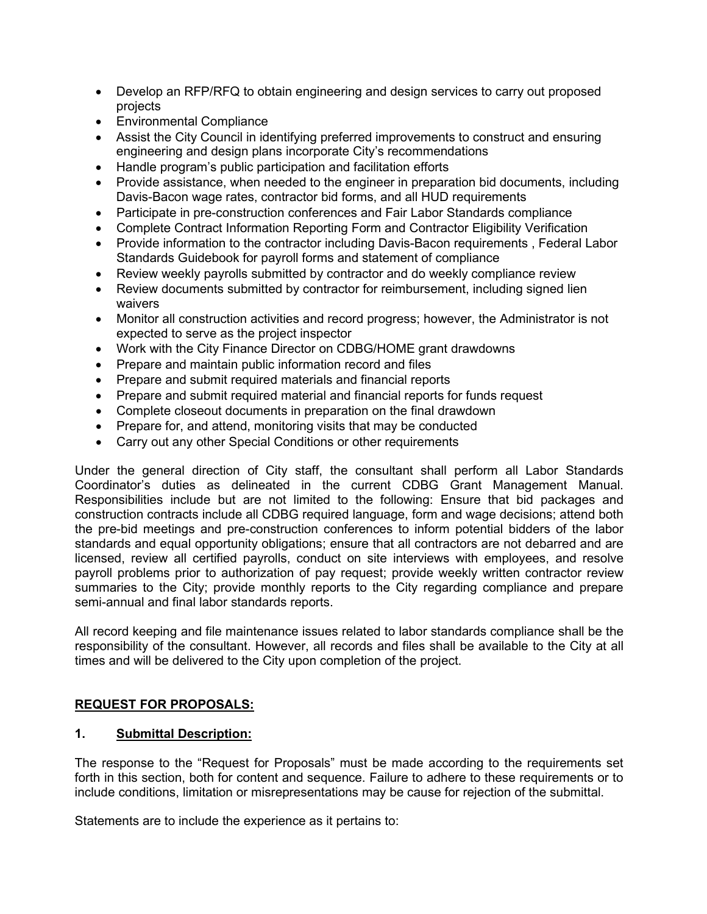- Develop an RFP/RFQ to obtain engineering and design services to carry out proposed projects
- Environmental Compliance
- Assist the City Council in identifying preferred improvements to construct and ensuring engineering and design plans incorporate City's recommendations
- Handle program's public participation and facilitation efforts
- Provide assistance, when needed to the engineer in preparation bid documents, including Davis-Bacon wage rates, contractor bid forms, and all HUD requirements
- Participate in pre-construction conferences and Fair Labor Standards compliance
- Complete Contract Information Reporting Form and Contractor Eligibility Verification
- Provide information to the contractor including Davis-Bacon requirements , Federal Labor Standards Guidebook for payroll forms and statement of compliance
- Review weekly payrolls submitted by contractor and do weekly compliance review
- Review documents submitted by contractor for reimbursement, including signed lien waivers
- Monitor all construction activities and record progress; however, the Administrator is not expected to serve as the project inspector
- Work with the City Finance Director on CDBG/HOME grant drawdowns
- Prepare and maintain public information record and files
- Prepare and submit required materials and financial reports
- Prepare and submit required material and financial reports for funds request
- Complete closeout documents in preparation on the final drawdown
- Prepare for, and attend, monitoring visits that may be conducted
- Carry out any other Special Conditions or other requirements

Under the general direction of City staff, the consultant shall perform all Labor Standards Coordinator's duties as delineated in the current CDBG Grant Management Manual. Responsibilities include but are not limited to the following: Ensure that bid packages and construction contracts include all CDBG required language, form and wage decisions; attend both the pre-bid meetings and pre-construction conferences to inform potential bidders of the labor standards and equal opportunity obligations; ensure that all contractors are not debarred and are licensed, review all certified payrolls, conduct on site interviews with employees, and resolve payroll problems prior to authorization of pay request; provide weekly written contractor review summaries to the City; provide monthly reports to the City regarding compliance and prepare semi-annual and final labor standards reports.

All record keeping and file maintenance issues related to labor standards compliance shall be the responsibility of the consultant. However, all records and files shall be available to the City at all times and will be delivered to the City upon completion of the project.

## REQUEST FOR PROPOSALS:

### 1. Submittal Description:

The response to the "Request for Proposals" must be made according to the requirements set forth in this section, both for content and sequence. Failure to adhere to these requirements or to include conditions, limitation or misrepresentations may be cause for rejection of the submittal.

Statements are to include the experience as it pertains to: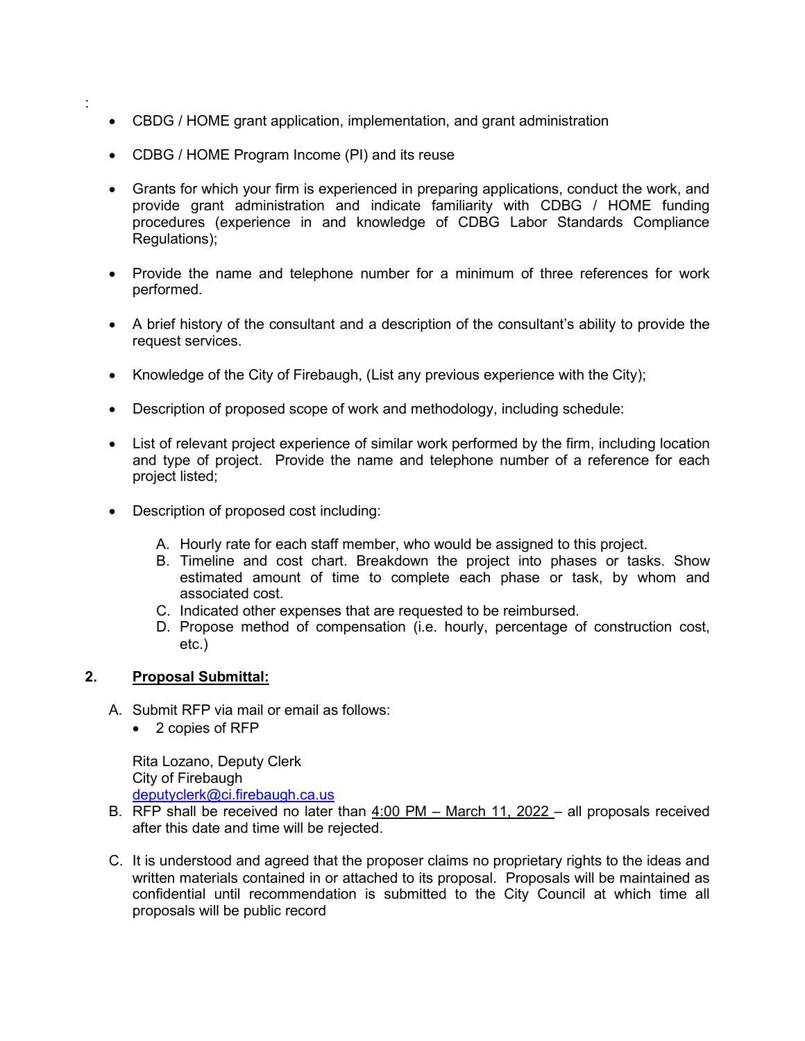:

- CBDG / HOME grant application, implementation, and grant administration
- CDBG / HOME Program Income (PI) and its reuse
- Grants for which your firm is experienced in preparing applications, conduct the work, and provide grant administration and indicate familiarity with CDBG / HOME funding procedures (experience in and knowledge of CDBG Labor Standards Compliance Regulations);
- Provide the name and telephone number for a minimum of three references for work performed.
- A brief history of the consultant and a description of the consultant's ability to provide the request services.
- Knowledge of the City of Firebaugh, (List any previous experience with the City);
- Description of proposed scope of work and methodology, including schedule:
- List of relevant project experience of similar work performed by the firm, including location and type of project. Provide the name and telephone number of a reference for each project listed;
- Description of proposed cost including:

  A. Hourly rate for each staff member, who would be assigned to this project.
  B. Timeline and cost chart. Breakdown the project into phases or tasks. Show estimated amount of time to complete each phase or task, by whom and associated cost.
  C. Indicated other expenses that are requested to be reimbursed.
  D. Propose method of compensation (i.e. hourly, percentage of construction cost, etc.)

## 2. Proposal Submittal:

A. Submit RFP via mail or email as follows:
   - 2 copies of RFP

   Rita Lozano, Deputy Clerk
   City of Firebaugh
   deputyclerk@ci.firebaugh.ca.us

B. RFP shall be received no later than 4:00 PM – March 11, 2022 – all proposals received after this date and time will be rejected.

C. It is understood and agreed that the proposer claims no proprietary rights to the ideas and written materials contained in or attached to its proposal. Proposals will be maintained as confidential until recommendation is submitted to the City Council at which time all proposals will be public record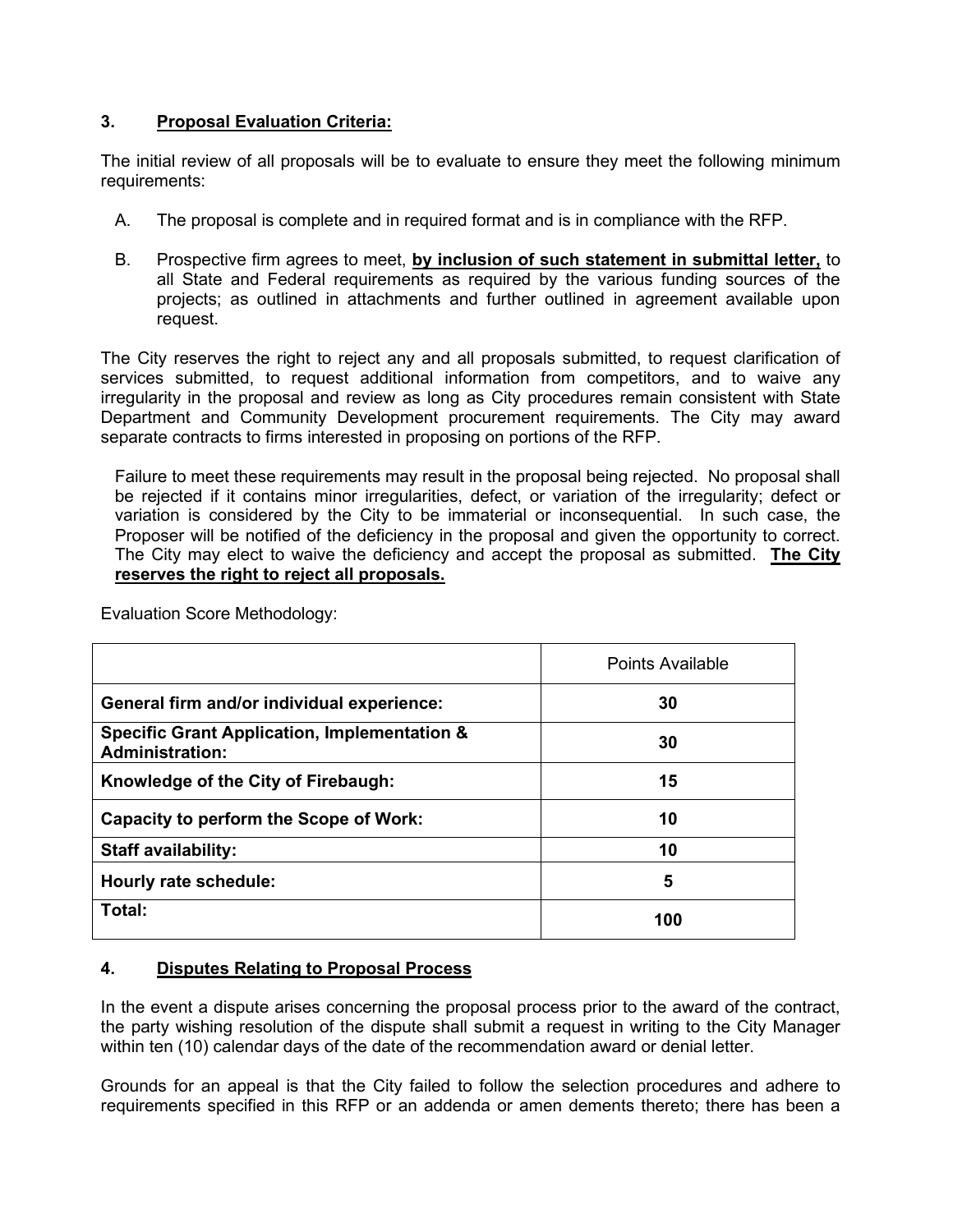## 3. Proposal Evaluation Criteria:

The initial review of all proposals will be to evaluate to ensure they meet the following minimum requirements:

A. The proposal is complete and in required format and is in compliance with the RFP.

B. Prospective firm agrees to meet, **by inclusion of such statement in submittal letter,** to all State and Federal requirements as required by the various funding sources of the projects; as outlined in attachments and further outlined in agreement available upon request.

The City reserves the right to reject any and all proposals submitted, to request clarification of services submitted, to request additional information from competitors, and to waive any irregularity in the proposal and review as long as City procedures remain consistent with State Department and Community Development procurement requirements. The City may award separate contracts to firms interested in proposing on portions of the RFP.

Failure to meet these requirements may result in the proposal being rejected. No proposal shall be rejected if it contains minor irregularities, defect, or variation of the irregularity; defect or variation is considered by the City to be immaterial or inconsequential. In such case, the Proposer will be notified of the deficiency in the proposal and given the opportunity to correct. The City may elect to waive the deficiency and accept the proposal as submitted. **The City reserves the right to reject all proposals.**

Evaluation Score Methodology:

| | Points Available |
|---|---|
| **General firm and/or individual experience:** | **30** |
| **Specific Grant Application, Implementation & Administration:** | **30** |
| **Knowledge of the City of Firebaugh:** | **15** |
| **Capacity to perform the Scope of Work:** | **10** |
| **Staff availability:** | **10** |
| **Hourly rate schedule:** | **5** |
| **Total:** | **100** |

## 4. Disputes Relating to Proposal Process

In the event a dispute arises concerning the proposal process prior to the award of the contract, the party wishing resolution of the dispute shall submit a request in writing to the City Manager within ten (10) calendar days of the date of the recommendation award or denial letter.

Grounds for an appeal is that the City failed to follow the selection procedures and adhere to requirements specified in this RFP or an addenda or amen dements thereto; there has been a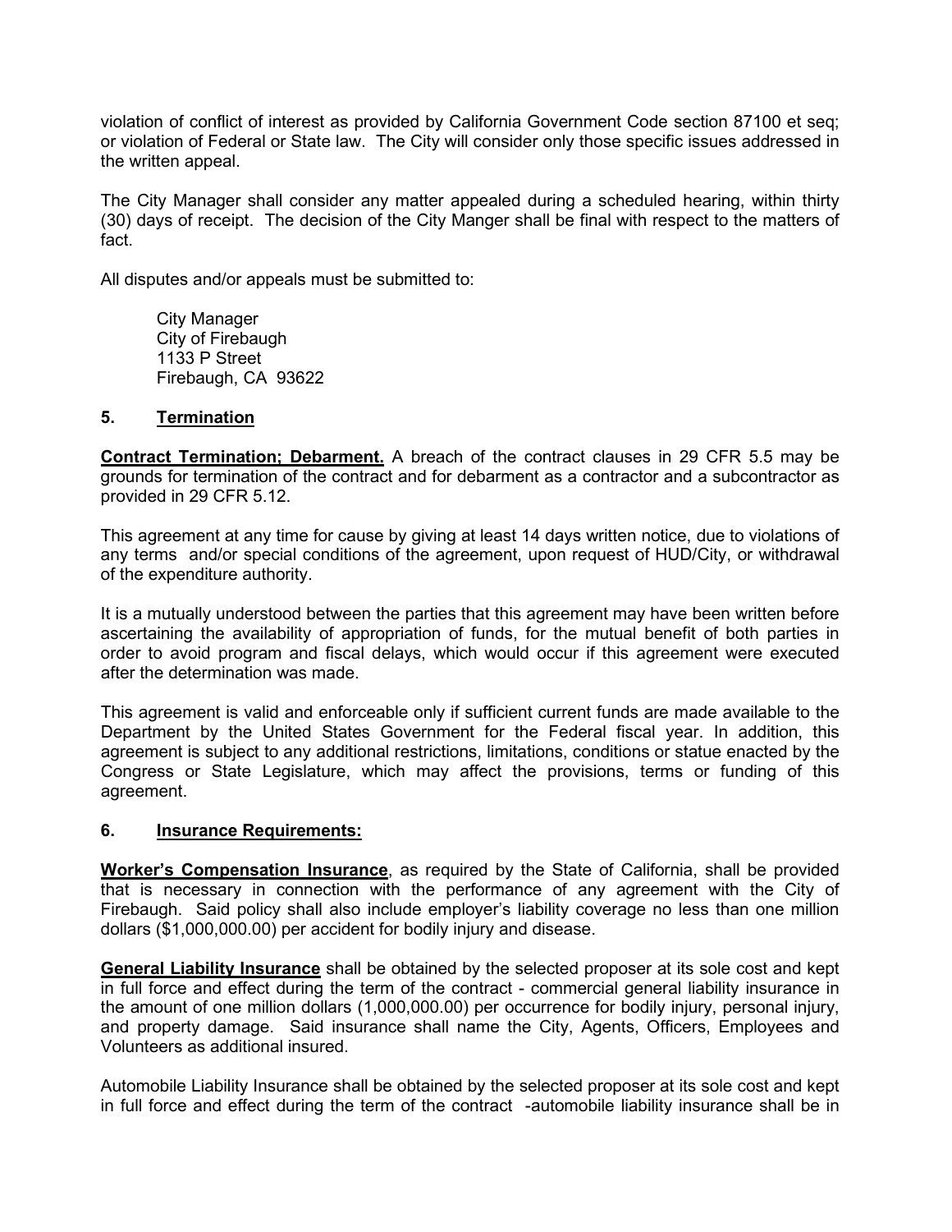violation of conflict of interest as provided by California Government Code section 87100 et seq; or violation of Federal or State law. The City will consider only those specific issues addressed in the written appeal.

The City Manager shall consider any matter appealed during a scheduled hearing, within thirty (30) days of receipt. The decision of the City Manger shall be final with respect to the matters of fact.

All disputes and/or appeals must be submitted to:

City Manager
City of Firebaugh
1133 P Street
Firebaugh, CA 93622

### 5. Termination

**Contract Termination; Debarment.** A breach of the contract clauses in 29 CFR 5.5 may be grounds for termination of the contract and for debarment as a contractor and a subcontractor as provided in 29 CFR 5.12.

This agreement at any time for cause by giving at least 14 days written notice, due to violations of any terms and/or special conditions of the agreement, upon request of HUD/City, or withdrawal of the expenditure authority.

It is a mutually understood between the parties that this agreement may have been written before ascertaining the availability of appropriation of funds, for the mutual benefit of both parties in order to avoid program and fiscal delays, which would occur if this agreement were executed after the determination was made.

This agreement is valid and enforceable only if sufficient current funds are made available to the Department by the United States Government for the Federal fiscal year. In addition, this agreement is subject to any additional restrictions, limitations, conditions or statue enacted by the Congress or State Legislature, which may affect the provisions, terms or funding of this agreement.

### 6. Insurance Requirements:

**Worker's Compensation Insurance**, as required by the State of California, shall be provided that is necessary in connection with the performance of any agreement with the City of Firebaugh. Said policy shall also include employer's liability coverage no less than one million dollars ($1,000,000.00) per accident for bodily injury and disease.

**General Liability Insurance** shall be obtained by the selected proposer at its sole cost and kept in full force and effect during the term of the contract - commercial general liability insurance in the amount of one million dollars (1,000,000.00) per occurrence for bodily injury, personal injury, and property damage. Said insurance shall name the City, Agents, Officers, Employees and Volunteers as additional insured.

Automobile Liability Insurance shall be obtained by the selected proposer at its sole cost and kept in full force and effect during the term of the contract -automobile liability insurance shall be in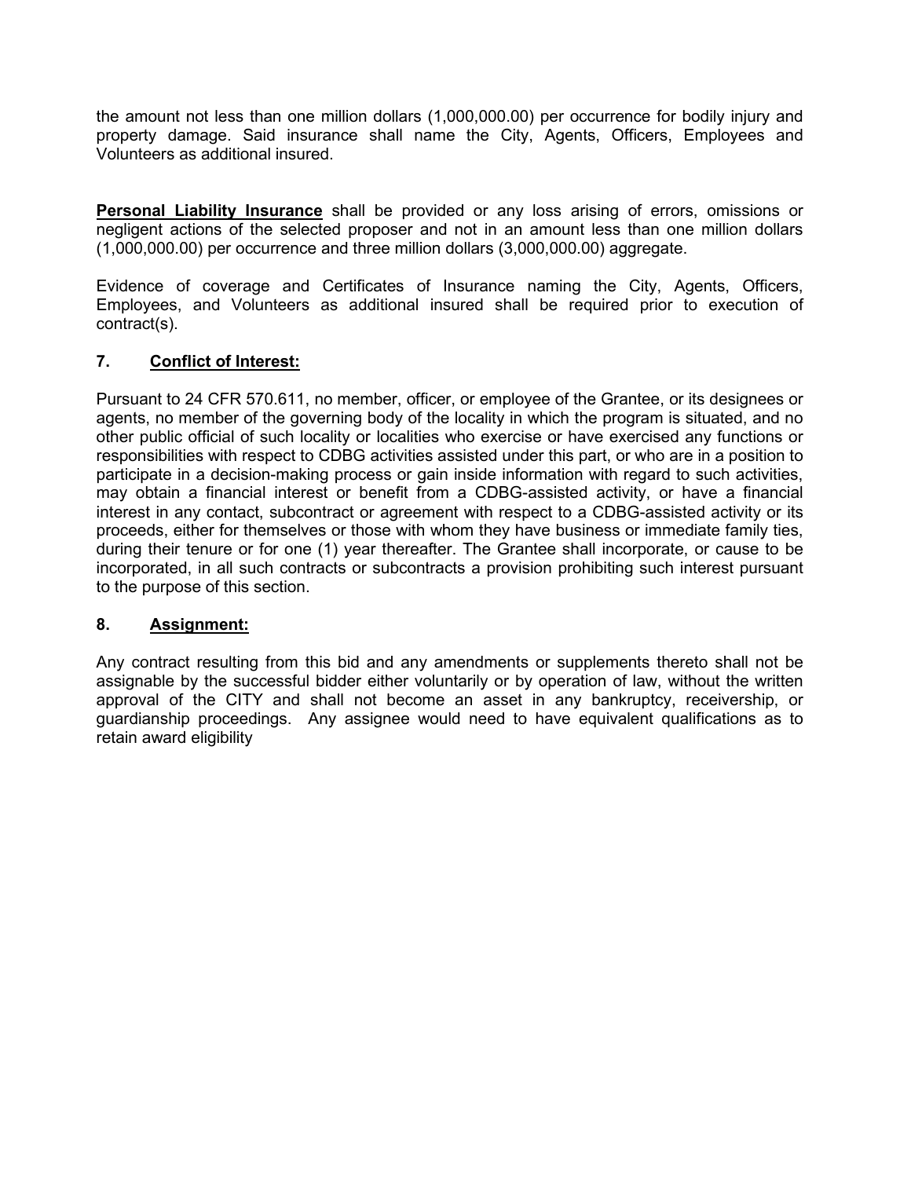the amount not less than one million dollars (1,000,000.00) per occurrence for bodily injury and property damage. Said insurance shall name the City, Agents, Officers, Employees and Volunteers as additional insured.

**Personal Liability Insurance** shall be provided or any loss arising of errors, omissions or negligent actions of the selected proposer and not in an amount less than one million dollars (1,000,000.00) per occurrence and three million dollars (3,000,000.00) aggregate.

Evidence of coverage and Certificates of Insurance naming the City, Agents, Officers, Employees, and Volunteers as additional insured shall be required prior to execution of contract(s).

## 7. Conflict of Interest:

Pursuant to 24 CFR 570.611, no member, officer, or employee of the Grantee, or its designees or agents, no member of the governing body of the locality in which the program is situated, and no other public official of such locality or localities who exercise or have exercised any functions or responsibilities with respect to CDBG activities assisted under this part, or who are in a position to participate in a decision-making process or gain inside information with regard to such activities, may obtain a financial interest or benefit from a CDBG-assisted activity, or have a financial interest in any contact, subcontract or agreement with respect to a CDBG-assisted activity or its proceeds, either for themselves or those with whom they have business or immediate family ties, during their tenure or for one (1) year thereafter. The Grantee shall incorporate, or cause to be incorporated, in all such contracts or subcontracts a provision prohibiting such interest pursuant to the purpose of this section.

## 8. Assignment:

Any contract resulting from this bid and any amendments or supplements thereto shall not be assignable by the successful bidder either voluntarily or by operation of law, without the written approval of the CITY and shall not become an asset in any bankruptcy, receivership, or guardianship proceedings. Any assignee would need to have equivalent qualifications as to retain award eligibility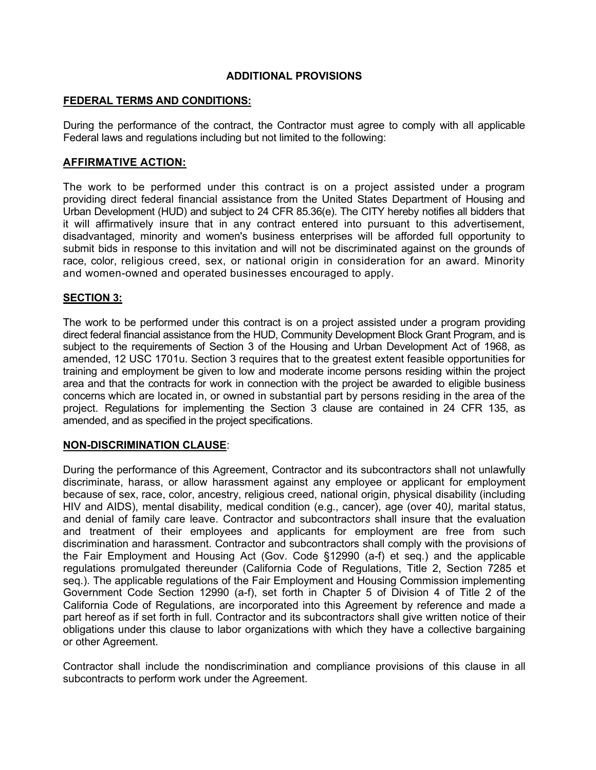## ADDITIONAL PROVISIONS

**FEDERAL TERMS AND CONDITIONS:**

During the performance of the contract, the Contractor must agree to comply with all applicable Federal laws and regulations including but not limited to the following:

**AFFIRMATIVE ACTION:**

The work to be performed under this contract is on a project assisted under a program providing direct federal financial assistance from the United States Department of Housing and Urban Development (HUD) and subject to 24 CFR 85.36(e). The CITY hereby notifies all bidders that it will affirmatively insure that in any contract entered into pursuant to this advertisement, disadvantaged, minority and women's business enterprises will be afforded full opportunity to submit bids in response to this invitation and will not be discriminated against on the grounds of race, color, religious creed, sex, or national origin in consideration for an award. Minority and women-owned and operated businesses encouraged to apply.

**SECTION 3:**

The work to be performed under this contract is on a project assisted under a program providing direct federal financial assistance from the HUD, Community Development Block Grant Program, and is subject to the requirements of Section 3 of the Housing and Urban Development Act of 1968, as amended, 12 USC 1701u. Section 3 requires that to the greatest extent feasible opportunities for training and employment be given to low and moderate income persons residing within the project area and that the contracts for work in connection with the project be awarded to eligible business concerns which are located in, or owned in substantial part by persons residing in the area of the project. Regulations for implementing the Section 3 clause are contained in 24 CFR 135, as amended, and as specified in the project specifications.

**NON-DISCRIMINATION CLAUSE**:

During the performance of this Agreement, Contractor and its subcontractors shall not unlawfully discriminate, harass, or allow harassment against any employee or applicant for employment because of sex, race, color, ancestry, religious creed, national origin, physical disability (including HIV and AIDS), mental disability, medical condition (e.g., cancer), age (over 40), marital status, and denial of family care leave. Contractor and subcontractors shall insure that the evaluation and treatment of their employees and applicants for employment are free from such discrimination and harassment. Contractor and subcontractors shall comply with the provisions of the Fair Employment and Housing Act (Gov. Code §12990 (a-f) et seq.) and the applicable regulations promulgated thereunder (California Code of Regulations, Title 2, Section 7285 et seq.). The applicable regulations of the Fair Employment and Housing Commission implementing Government Code Section 12990 (a-f), set forth in Chapter 5 of Division 4 of Title 2 of the California Code of Regulations, are incorporated into this Agreement by reference and made a part hereof as if set forth in full. Contractor and its subcontractors shall give written notice of their obligations under this clause to labor organizations with which they have a collective bargaining or other Agreement.

Contractor shall include the nondiscrimination and compliance provisions of this clause in all subcontracts to perform work under the Agreement.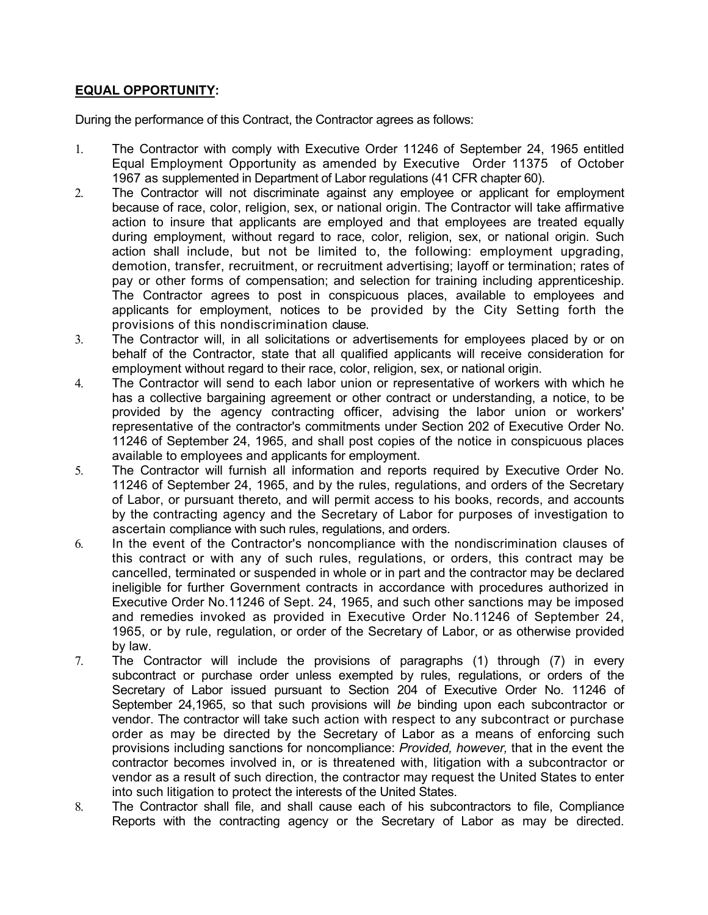## **EQUAL OPPORTUNITY:**

During the performance of this Contract, the Contractor agrees as follows:

1. The Contractor with comply with Executive Order 11246 of September 24, 1965 entitled Equal Employment Opportunity as amended by Executive Order 11375 of October 1967 as supplemented in Department of Labor regulations (41 CFR chapter 60).
2. The Contractor will not discriminate against any employee or applicant for employment because of race, color, religion, sex, or national origin. The Contractor will take affirmative action to insure that applicants are employed and that employees are treated equally during employment, without regard to race, color, religion, sex, or national origin. Such action shall include, but not be limited to, the following: employment upgrading, demotion, transfer, recruitment, or recruitment advertising; layoff or termination; rates of pay or other forms of compensation; and selection for training including apprenticeship. The Contractor agrees to post in conspicuous places, available to employees and applicants for employment, notices to be provided by the City Setting forth the provisions of this nondiscrimination clause.
3. The Contractor will, in all solicitations or advertisements for employees placed by or on behalf of the Contractor, state that all qualified applicants will receive consideration for employment without regard to their race, color, religion, sex, or national origin.
4. The Contractor will send to each labor union or representative of workers with which he has a collective bargaining agreement or other contract or understanding, a notice, to be provided by the agency contracting officer, advising the labor union or workers' representative of the contractor's commitments under Section 202 of Executive Order No. 11246 of September 24, 1965, and shall post copies of the notice in conspicuous places available to employees and applicants for employment.
5. The Contractor will furnish all information and reports required by Executive Order No. 11246 of September 24, 1965, and by the rules, regulations, and orders of the Secretary of Labor, or pursuant thereto, and will permit access to his books, records, and accounts by the contracting agency and the Secretary of Labor for purposes of investigation to ascertain compliance with such rules, regulations, and orders.
6. In the event of the Contractor's noncompliance with the nondiscrimination clauses of this contract or with any of such rules, regulations, or orders, this contract may be cancelled, terminated or suspended in whole or in part and the contractor may be declared ineligible for further Government contracts in accordance with procedures authorized in Executive Order No.11246 of Sept. 24, 1965, and such other sanctions may be imposed and remedies invoked as provided in Executive Order No.11246 of September 24, 1965, or by rule, regulation, or order of the Secretary of Labor, or as otherwise provided by law.
7. The Contractor will include the provisions of paragraphs (1) through (7) in every subcontract or purchase order unless exempted by rules, regulations, or orders of the Secretary of Labor issued pursuant to Section 204 of Executive Order No. 11246 of September 24,1965, so that such provisions will *be* binding upon each subcontractor or vendor. The contractor will take such action with respect to any subcontract or purchase order as may be directed by the Secretary of Labor as a means of enforcing such provisions including sanctions for noncompliance: *Provided, however,* that in the event the contractor becomes involved in, or is threatened with, litigation with a subcontractor or vendor as a result of such direction, the contractor may request the United States to enter into such litigation to protect the interests of the United States.
8. The Contractor shall file, and shall cause each of his subcontractors to file, Compliance Reports with the contracting agency or the Secretary of Labor as may be directed.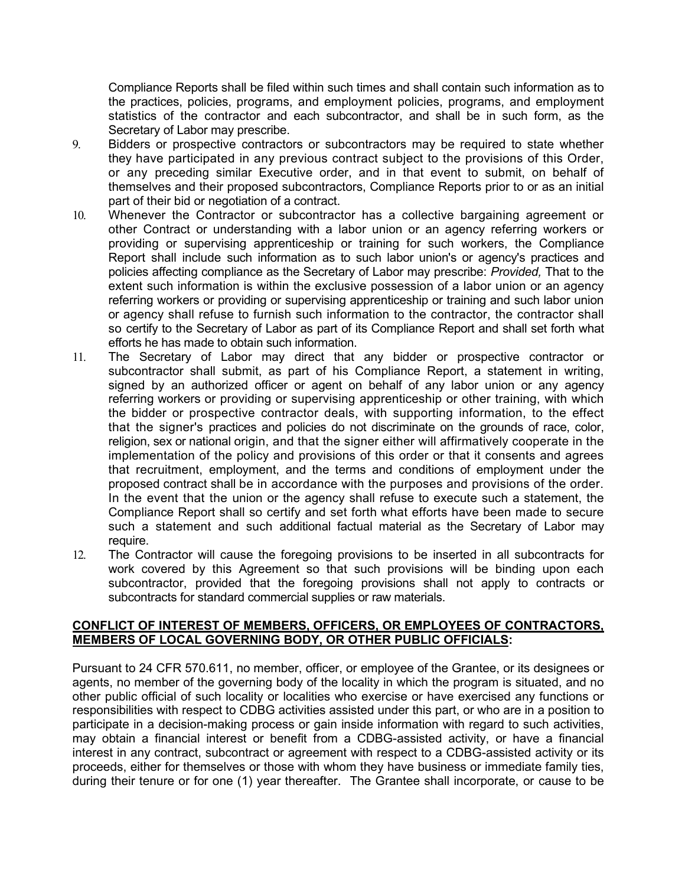Compliance Reports shall be filed within such times and shall contain such information as to the practices, policies, programs, and employment policies, programs, and employment statistics of the contractor and each subcontractor, and shall be in such form, as the Secretary of Labor may prescribe.

9. Bidders or prospective contractors or subcontractors may be required to state whether they have participated in any previous contract subject to the provisions of this Order, or any preceding similar Executive order, and in that event to submit, on behalf of themselves and their proposed subcontractors, Compliance Reports prior to or as an initial part of their bid or negotiation of a contract.
10. Whenever the Contractor or subcontractor has a collective bargaining agreement or other Contract or understanding with a labor union or an agency referring workers or providing or supervising apprenticeship or training for such workers, the Compliance Report shall include such information as to such labor union's or agency's practices and policies affecting compliance as the Secretary of Labor may prescribe: *Provided,* That to the extent such information is within the exclusive possession of a labor union or an agency referring workers or providing or supervising apprenticeship or training and such labor union or agency shall refuse to furnish such information to the contractor, the contractor shall so certify to the Secretary of Labor as part of its Compliance Report and shall set forth what efforts he has made to obtain such information.
11. The Secretary of Labor may direct that any bidder or prospective contractor or subcontractor shall submit, as part of his Compliance Report, a statement in writing, signed by an authorized officer or agent on behalf of any labor union or any agency referring workers or providing or supervising apprenticeship or other training, with which the bidder or prospective contractor deals, with supporting information, to the effect that the signer's practices and policies do not discriminate on the grounds of race, color, religion, sex or national origin, and that the signer either will affirmatively cooperate in the implementation of the policy and provisions of this order or that it consents and agrees that recruitment, employment, and the terms and conditions of employment under the proposed contract shall be in accordance with the purposes and provisions of the order. In the event that the union or the agency shall refuse to execute such a statement, the Compliance Report shall so certify and set forth what efforts have been made to secure such a statement and such additional factual material as the Secretary of Labor may require.
12. The Contractor will cause the foregoing provisions to be inserted in all subcontracts for work covered by this Agreement so that such provisions will be binding upon each subcontractor, provided that the foregoing provisions shall not apply to contracts or subcontracts for standard commercial supplies or raw materials.

**CONFLICT OF INTEREST OF MEMBERS, OFFICERS, OR EMPLOYEES OF CONTRACTORS, MEMBERS OF LOCAL GOVERNING BODY, OR OTHER PUBLIC OFFICIALS:**

Pursuant to 24 CFR 570.611, no member, officer, or employee of the Grantee, or its designees or agents, no member of the governing body of the locality in which the program is situated, and no other public official of such locality or localities who exercise or have exercised any functions or responsibilities with respect to CDBG activities assisted under this part, or who are in a position to participate in a decision-making process or gain inside information with regard to such activities, may obtain a financial interest or benefit from a CDBG-assisted activity, or have a financial interest in any contract, subcontract or agreement with respect to a CDBG-assisted activity or its proceeds, either for themselves or those with whom they have business or immediate family ties, during their tenure or for one (1) year thereafter. The Grantee shall incorporate, or cause to be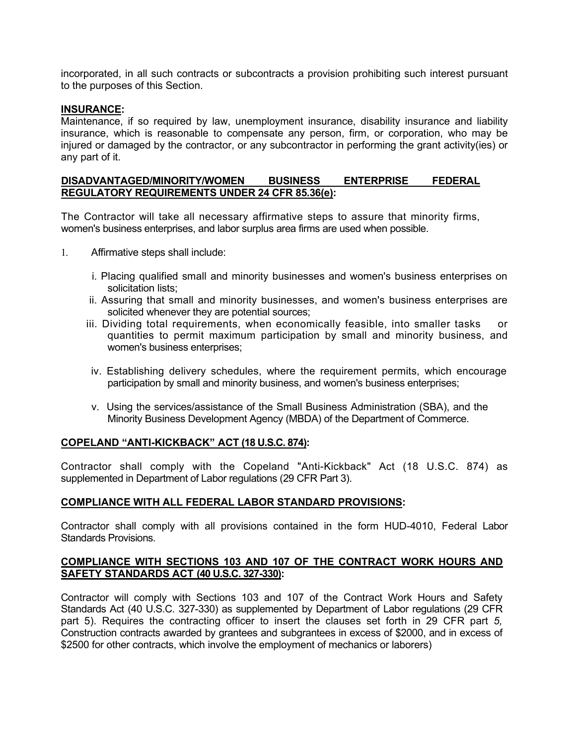incorporated, in all such contracts or subcontracts a provision prohibiting such interest pursuant to the purposes of this Section.

**INSURANCE:**

Maintenance, if so required by law, unemployment insurance, disability insurance and liability insurance, which is reasonable to compensate any person, firm, or corporation, who may be injured or damaged by the contractor, or any subcontractor in performing the grant activity(ies) or any part of it.

**DISADVANTAGED/MINORITY/WOMEN BUSINESS ENTERPRISE FEDERAL REGULATORY REQUIREMENTS UNDER 24 CFR 85.36(e):**

The Contractor will take all necessary affirmative steps to assure that minority firms, women's business enterprises, and labor surplus area firms are used when possible.

1. Affirmative steps shall include:

   i. Placing qualified small and minority businesses and women's business enterprises on solicitation lists;

   ii. Assuring that small and minority businesses, and women's business enterprises are solicited whenever they are potential sources;

   iii. Dividing total requirements, when economically feasible, into smaller tasks or quantities to permit maximum participation by small and minority business, and women's business enterprises;

   iv. Establishing delivery schedules, where the requirement permits, which encourage participation by small and minority business, and women's business enterprises;

   v. Using the services/assistance of the Small Business Administration (SBA), and the Minority Business Development Agency (MBDA) of the Department of Commerce.

**COPELAND "ANTI-KICKBACK" ACT (18 U.S.C. 874):**

Contractor shall comply with the Copeland "Anti-Kickback" Act (18 U.S.C. 874) as supplemented in Department of Labor regulations (29 CFR Part 3).

**COMPLIANCE WITH ALL FEDERAL LABOR STANDARD PROVISIONS:**

Contractor shall comply with all provisions contained in the form HUD-4010, Federal Labor Standards Provisions.

**COMPLIANCE WITH SECTIONS 103 AND 107 OF THE CONTRACT WORK HOURS AND SAFETY STANDARDS ACT (40 U.S.C. 327-330):**

Contractor will comply with Sections 103 and 107 of the Contract Work Hours and Safety Standards Act (40 U.S.C. 327-330) as supplemented by Department of Labor regulations (29 CFR part 5). Requires the contracting officer to insert the clauses set forth in 29 CFR part *5,* Construction contracts awarded by grantees and subgrantees in excess of $2000, and in excess of $2500 for other contracts, which involve the employment of mechanics or laborers)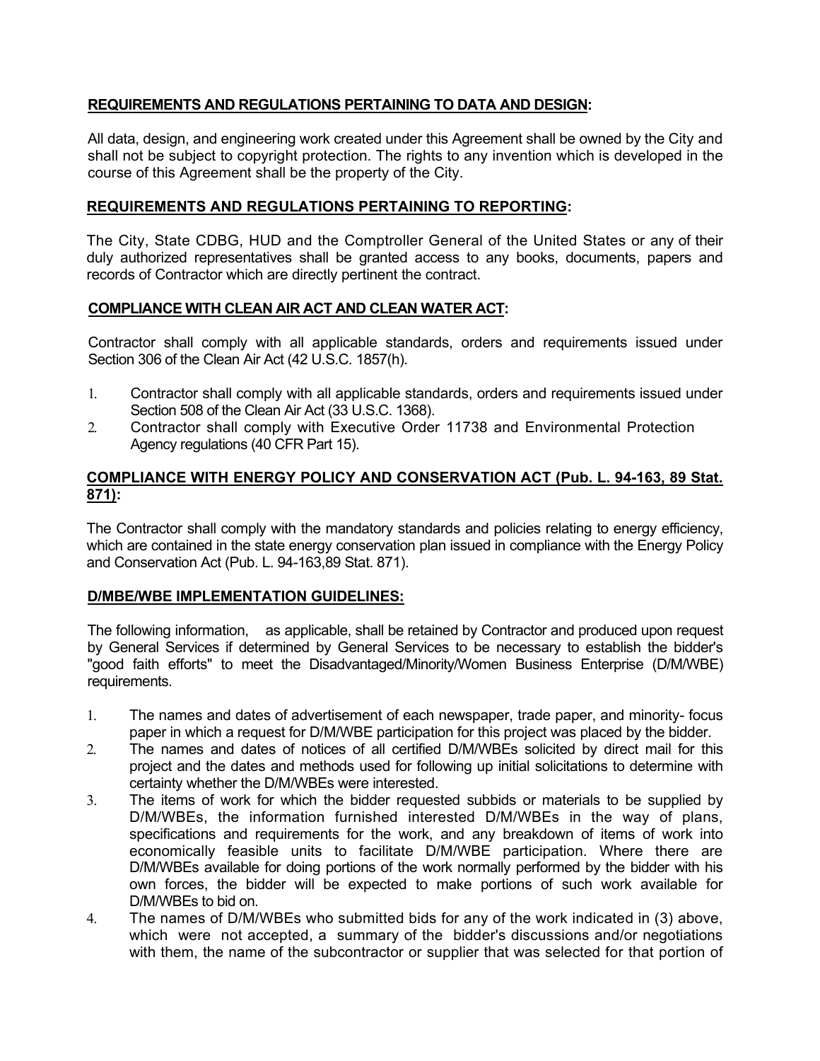**REQUIREMENTS AND REGULATIONS PERTAINING TO DATA AND DESIGN:**

All data, design, and engineering work created under this Agreement shall be owned by the City and shall not be subject to copyright protection. The rights to any invention which is developed in the course of this Agreement shall be the property of the City.

**REQUIREMENTS AND REGULATIONS PERTAINING TO REPORTING:**

The City, State CDBG, HUD and the Comptroller General of the United States or any of their duly authorized representatives shall be granted access to any books, documents, papers and records of Contractor which are directly pertinent the contract.

**COMPLIANCE WITH CLEAN AIR ACT AND CLEAN WATER ACT:**

Contractor shall comply with all applicable standards, orders and requirements issued under Section 306 of the Clean Air Act (42 U.S.C. 1857(h).

1. Contractor shall comply with all applicable standards, orders and requirements issued under Section 508 of the Clean Air Act (33 U.S.C. 1368).
2. Contractor shall comply with Executive Order 11738 and Environmental Protection Agency regulations (40 CFR Part 15).

**COMPLIANCE WITH ENERGY POLICY AND CONSERVATION ACT (Pub. L. 94-163, 89 Stat. 871):**

The Contractor shall comply with the mandatory standards and policies relating to energy efficiency, which are contained in the state energy conservation plan issued in compliance with the Energy Policy and Conservation Act (Pub. L. 94-163,89 Stat. 871).

**D/MBE/WBE IMPLEMENTATION GUIDELINES:**

The following information, as applicable, shall be retained by Contractor and produced upon request by General Services if determined by General Services to be necessary to establish the bidder's "good faith efforts" to meet the Disadvantaged/Minority/Women Business Enterprise (D/M/WBE) requirements.

1. The names and dates of advertisement of each newspaper, trade paper, and minority- focus paper in which a request for D/M/WBE participation for this project was placed by the bidder.
2. The names and dates of notices of all certified D/M/WBEs solicited by direct mail for this project and the dates and methods used for following up initial solicitations to determine with certainty whether the D/M/WBEs were interested.
3. The items of work for which the bidder requested subbids or materials to be supplied by D/M/WBEs, the information furnished interested D/M/WBEs in the way of plans, specifications and requirements for the work, and any breakdown of items of work into economically feasible units to facilitate D/M/WBE participation. Where there are D/M/WBEs available for doing portions of the work normally performed by the bidder with his own forces, the bidder will be expected to make portions of such work available for D/M/WBEs to bid on.
4. The names of D/M/WBEs who submitted bids for any of the work indicated in (3) above, which were not accepted, a summary of the bidder's discussions and/or negotiations with them, the name of the subcontractor or supplier that was selected for that portion of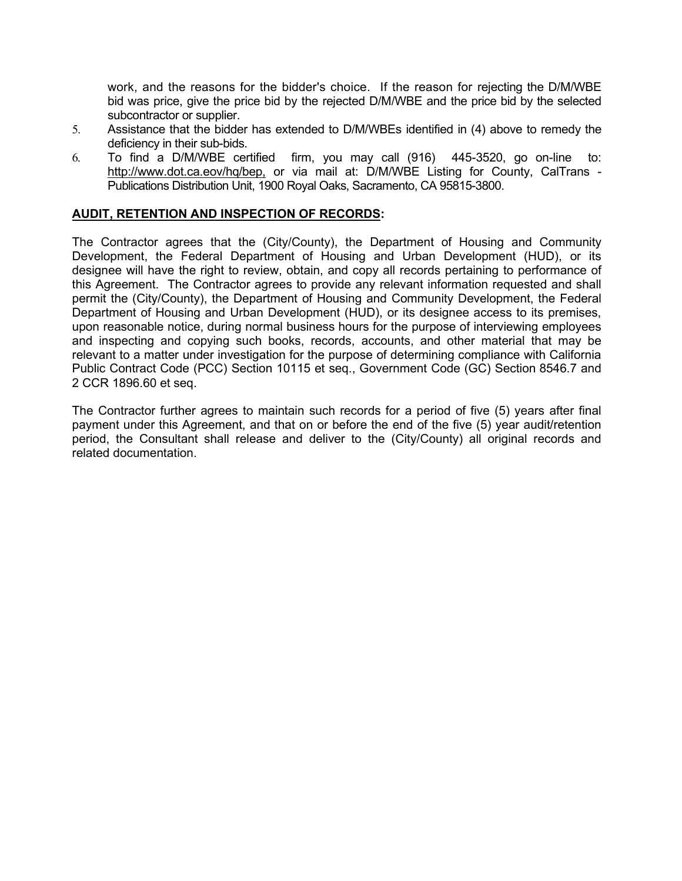work, and the reasons for the bidder's choice. If the reason for rejecting the D/M/WBE bid was price, give the price bid by the rejected D/M/WBE and the price bid by the selected subcontractor or supplier.

5. Assistance that the bidder has extended to D/M/WBEs identified in (4) above to remedy the deficiency in their sub-bids.
6. To find a D/M/WBE certified firm, you may call (916) 445-3520, go on-line to: http://www.dot.ca.eov/hq/bep, or via mail at: D/M/WBE Listing for County, CalTrans - Publications Distribution Unit, 1900 Royal Oaks, Sacramento, CA 95815-3800.

**AUDIT, RETENTION AND INSPECTION OF RECORDS:**

The Contractor agrees that the (City/County), the Department of Housing and Community Development, the Federal Department of Housing and Urban Development (HUD), or its designee will have the right to review, obtain, and copy all records pertaining to performance of this Agreement. The Contractor agrees to provide any relevant information requested and shall permit the (City/County), the Department of Housing and Community Development, the Federal Department of Housing and Urban Development (HUD), or its designee access to its premises, upon reasonable notice, during normal business hours for the purpose of interviewing employees and inspecting and copying such books, records, accounts, and other material that may be relevant to a matter under investigation for the purpose of determining compliance with California Public Contract Code (PCC) Section 10115 et seq., Government Code (GC) Section 8546.7 and 2 CCR 1896.60 et seq.

The Contractor further agrees to maintain such records for a period of five (5) years after final payment under this Agreement, and that on or before the end of the five (5) year audit/retention period, the Consultant shall release and deliver to the (City/County) all original records and related documentation.